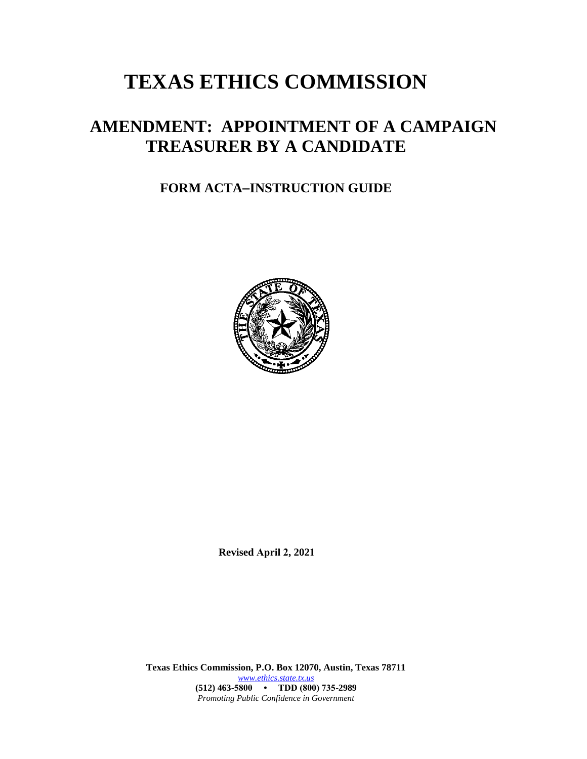# TEXAS ETHICS COMMISSION

## AMENDMENT: APPOINTMENT OF A CAMPAIGN TREASURER BY A CANDIDATE

### FORM ACTA–INSTRUCTION GUIDE

**Revised April 2, 2021**

**Texas Ethics Commission, P.O. Box 12070, Austin, Texas 78711**
www.ethics.state.tx.us
**(512) 463-5800 • TDD (800) 735-2989**
*Promoting Public Confidence in Government*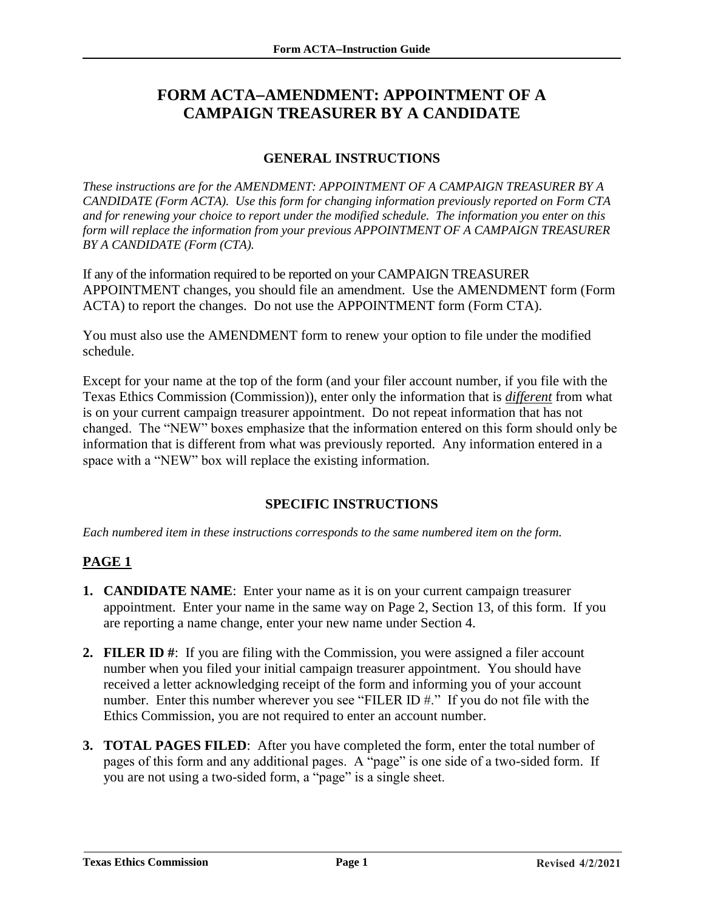# FORM ACTA–AMENDMENT: APPOINTMENT OF A CAMPAIGN TREASURER BY A CANDIDATE

## GENERAL INSTRUCTIONS

*These instructions are for the AMENDMENT: APPOINTMENT OF A CAMPAIGN TREASURER BY A CANDIDATE (Form ACTA). Use this form for changing information previously reported on Form CTA and for renewing your choice to report under the modified schedule. The information you enter on this form will replace the information from your previous APPOINTMENT OF A CAMPAIGN TREASURER BY A CANDIDATE (Form (CTA).*

If any of the information required to be reported on your CAMPAIGN TREASURER APPOINTMENT changes, you should file an amendment. Use the AMENDMENT form (Form ACTA) to report the changes. Do not use the APPOINTMENT form (Form CTA).

You must also use the AMENDMENT form to renew your option to file under the modified schedule.

Except for your name at the top of the form (and your filer account number, if you file with the Texas Ethics Commission (Commission)), enter only the information that is ***different*** from what is on your current campaign treasurer appointment. Do not repeat information that has not changed. The "NEW" boxes emphasize that the information entered on this form should only be information that is different from what was previously reported. Any information entered in a space with a "NEW" box will replace the existing information.

## SPECIFIC INSTRUCTIONS

*Each numbered item in these instructions corresponds to the same numbered item on the form.*

### PAGE 1

1. **CANDIDATE NAME**: Enter your name as it is on your current campaign treasurer appointment. Enter your name in the same way on Page 2, Section 13, of this form. If you are reporting a name change, enter your new name under Section 4.
2. **FILER ID #**: If you are filing with the Commission, you were assigned a filer account number when you filed your initial campaign treasurer appointment. You should have received a letter acknowledging receipt of the form and informing you of your account number. Enter this number wherever you see "FILER ID #." If you do not file with the Ethics Commission, you are not required to enter an account number.
3. **TOTAL PAGES FILED**: After you have completed the form, enter the total number of pages of this form and any additional pages. A "page" is one side of a two-sided form. If you are not using a two-sided form, a "page" is a single sheet.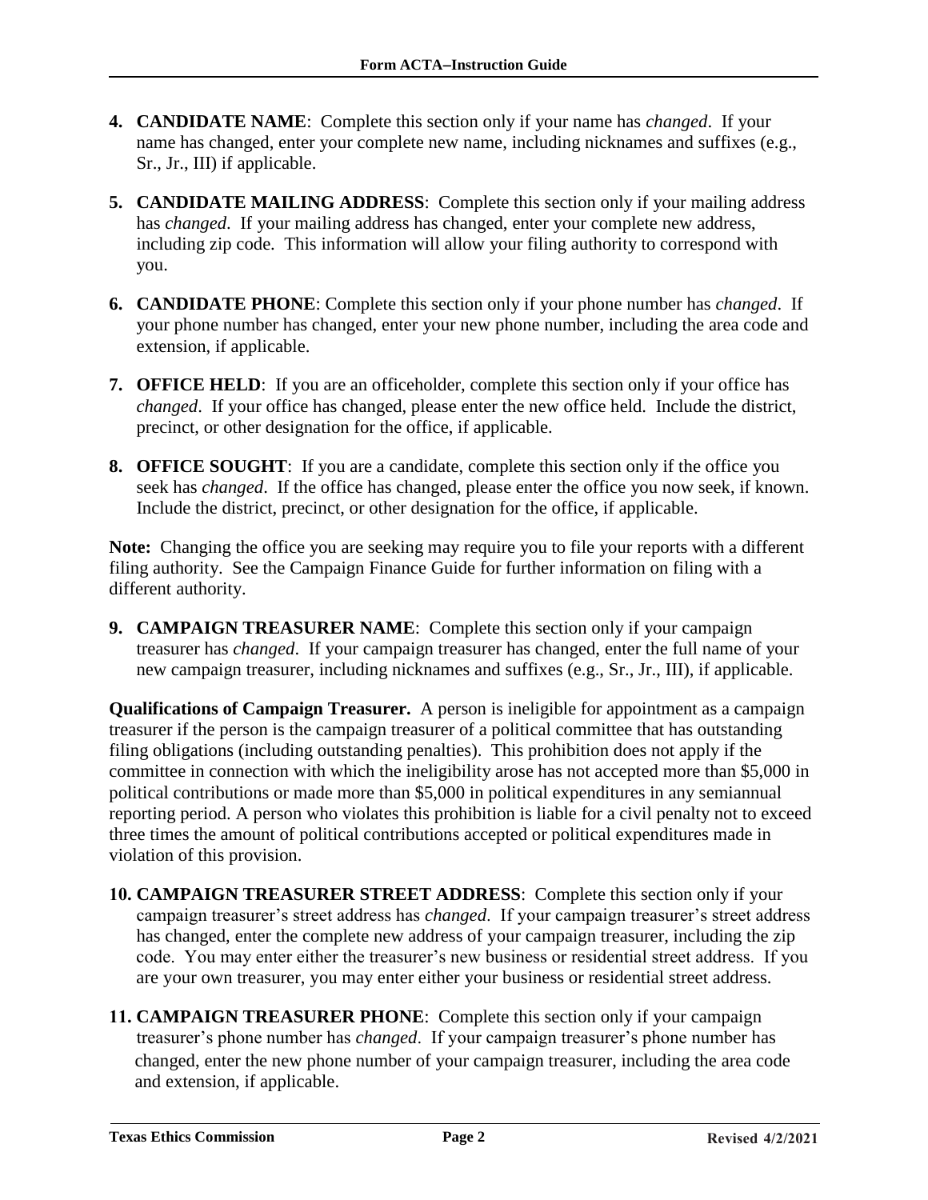4. **CANDIDATE NAME**: Complete this section only if your name has *changed*. If your name has changed, enter your complete new name, including nicknames and suffixes (e.g., Sr., Jr., III) if applicable.

5. **CANDIDATE MAILING ADDRESS**: Complete this section only if your mailing address has *changed*. If your mailing address has changed, enter your complete new address, including zip code. This information will allow your filing authority to correspond with you.

6. **CANDIDATE PHONE**: Complete this section only if your phone number has *changed*. If your phone number has changed, enter your new phone number, including the area code and extension, if applicable.

7. **OFFICE HELD**: If you are an officeholder, complete this section only if your office has *changed*. If your office has changed, please enter the new office held. Include the district, precinct, or other designation for the office, if applicable.

8. **OFFICE SOUGHT**: If you are a candidate, complete this section only if the office you seek has *changed*. If the office has changed, please enter the office you now seek, if known. Include the district, precinct, or other designation for the office, if applicable.

**Note:** Changing the office you are seeking may require you to file your reports with a different filing authority. See the Campaign Finance Guide for further information on filing with a different authority.

9. **CAMPAIGN TREASURER NAME**: Complete this section only if your campaign treasurer has *changed*. If your campaign treasurer has changed, enter the full name of your new campaign treasurer, including nicknames and suffixes (e.g., Sr., Jr., III), if applicable.

**Qualifications of Campaign Treasurer.** A person is ineligible for appointment as a campaign treasurer if the person is the campaign treasurer of a political committee that has outstanding filing obligations (including outstanding penalties). This prohibition does not apply if the committee in connection with which the ineligibility arose has not accepted more than $5,000 in political contributions or made more than $5,000 in political expenditures in any semiannual reporting period. A person who violates this prohibition is liable for a civil penalty not to exceed three times the amount of political contributions accepted or political expenditures made in violation of this provision.

10. **CAMPAIGN TREASURER STREET ADDRESS**: Complete this section only if your campaign treasurer's street address has *changed*. If your campaign treasurer's street address has changed, enter the complete new address of your campaign treasurer, including the zip code. You may enter either the treasurer's new business or residential street address. If you are your own treasurer, you may enter either your business or residential street address.

11. **CAMPAIGN TREASURER PHONE**: Complete this section only if your campaign treasurer's phone number has *changed*. If your campaign treasurer's phone number has changed, enter the new phone number of your campaign treasurer, including the area code and extension, if applicable.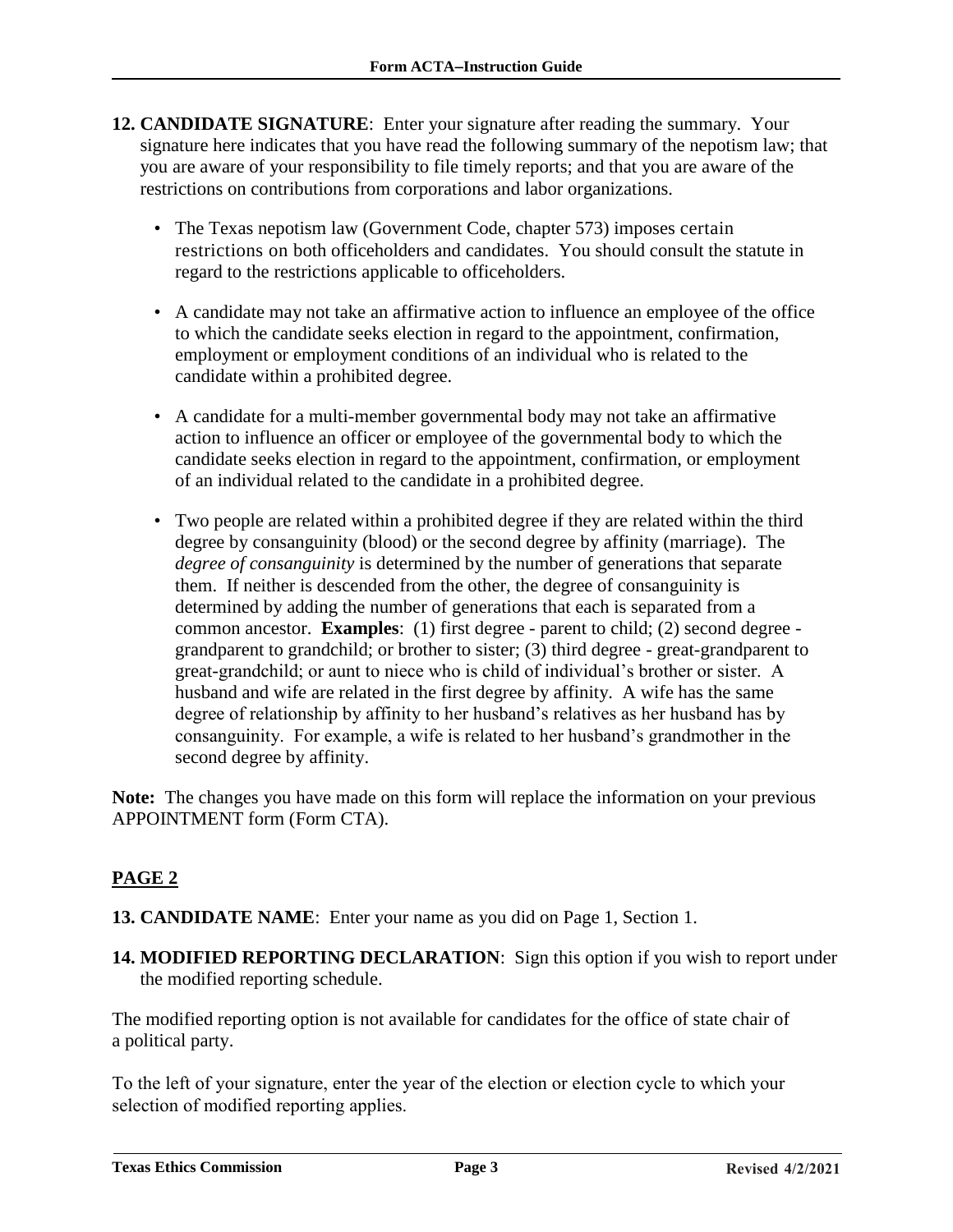**12. CANDIDATE SIGNATURE**: Enter your signature after reading the summary. Your signature here indicates that you have read the following summary of the nepotism law; that you are aware of your responsibility to file timely reports; and that you are aware of the restrictions on contributions from corporations and labor organizations.

- The Texas nepotism law (Government Code, chapter 573) imposes certain restrictions on both officeholders and candidates. You should consult the statute in regard to the restrictions applicable to officeholders.
- A candidate may not take an affirmative action to influence an employee of the office to which the candidate seeks election in regard to the appointment, confirmation, employment or employment conditions of an individual who is related to the candidate within a prohibited degree.
- A candidate for a multi-member governmental body may not take an affirmative action to influence an officer or employee of the governmental body to which the candidate seeks election in regard to the appointment, confirmation, or employment of an individual related to the candidate in a prohibited degree.
- Two people are related within a prohibited degree if they are related within the third degree by consanguinity (blood) or the second degree by affinity (marriage). The *degree of consanguinity* is determined by the number of generations that separate them. If neither is descended from the other, the degree of consanguinity is determined by adding the number of generations that each is separated from a common ancestor. **Examples**: (1) first degree - parent to child; (2) second degree - grandparent to grandchild; or brother to sister; (3) third degree - great-grandparent to great-grandchild; or aunt to niece who is child of individual's brother or sister. A husband and wife are related in the first degree by affinity. A wife has the same degree of relationship by affinity to her husband's relatives as her husband has by consanguinity. For example, a wife is related to her husband's grandmother in the second degree by affinity.

**Note:** The changes you have made on this form will replace the information on your previous APPOINTMENT form (Form CTA).

## PAGE 2

**13. CANDIDATE NAME**: Enter your name as you did on Page 1, Section 1.

**14. MODIFIED REPORTING DECLARATION**: Sign this option if you wish to report under the modified reporting schedule.

The modified reporting option is not available for candidates for the office of state chair of a political party.

To the left of your signature, enter the year of the election or election cycle to which your selection of modified reporting applies.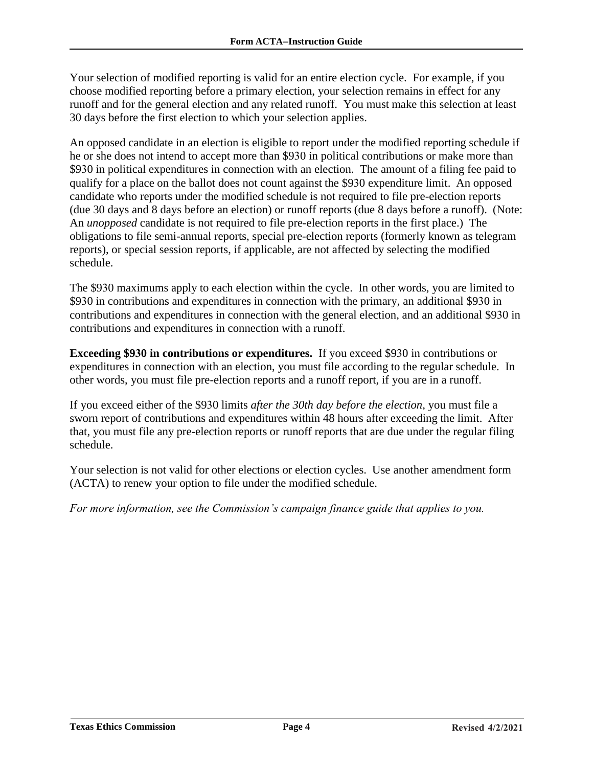Your selection of modified reporting is valid for an entire election cycle. For example, if you choose modified reporting before a primary election, your selection remains in effect for any runoff and for the general election and any related runoff. You must make this selection at least 30 days before the first election to which your selection applies.

An opposed candidate in an election is eligible to report under the modified reporting schedule if he or she does not intend to accept more than $930 in political contributions or make more than $930 in political expenditures in connection with an election. The amount of a filing fee paid to qualify for a place on the ballot does not count against the $930 expenditure limit. An opposed candidate who reports under the modified schedule is not required to file pre-election reports (due 30 days and 8 days before an election) or runoff reports (due 8 days before a runoff). (Note: An *unopposed* candidate is not required to file pre-election reports in the first place.) The obligations to file semi-annual reports, special pre-election reports (formerly known as telegram reports), or special session reports, if applicable, are not affected by selecting the modified schedule.

The $930 maximums apply to each election within the cycle. In other words, you are limited to $930 in contributions and expenditures in connection with the primary, an additional $930 in contributions and expenditures in connection with the general election, and an additional $930 in contributions and expenditures in connection with a runoff.

**Exceeding $930 in contributions or expenditures.** If you exceed $930 in contributions or expenditures in connection with an election, you must file according to the regular schedule. In other words, you must file pre-election reports and a runoff report, if you are in a runoff.

If you exceed either of the $930 limits *after the 30th day before the election*, you must file a sworn report of contributions and expenditures within 48 hours after exceeding the limit. After that, you must file any pre-election reports or runoff reports that are due under the regular filing schedule.

Your selection is not valid for other elections or election cycles. Use another amendment form (ACTA) to renew your option to file under the modified schedule.

*For more information, see the Commission's campaign finance guide that applies to you.*